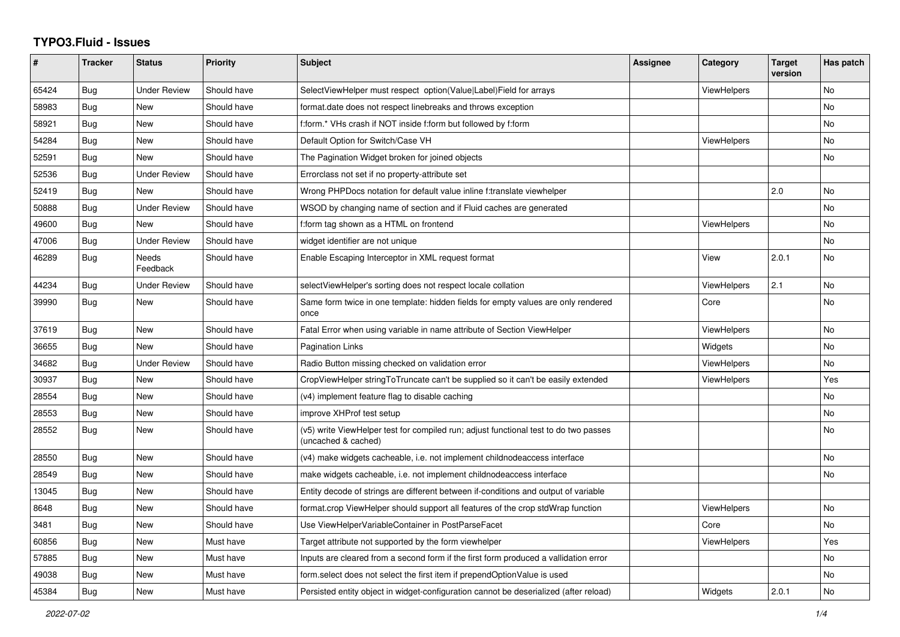# TYPO3.Fluid - Issues

| # | Tracker | Status | Priority | Subject | Assignee | Category | Target version | Has patch |
|---|---|---|---|---|---|---|---|---|
| 65424 | Bug | Under Review | Should have | SelectViewHelper must respect option(Value\|Label)Field for arrays | | ViewHelpers | | No |
| 58983 | Bug | New | Should have | format.date does not respect linebreaks and throws exception | | | | No |
| 58921 | Bug | New | Should have | f:form.* VHs crash if NOT inside f:form but followed by f:form | | | | No |
| 54284 | Bug | New | Should have | Default Option for Switch/Case VH | | ViewHelpers | | No |
| 52591 | Bug | New | Should have | The Pagination Widget broken for joined objects | | | | No |
| 52536 | Bug | Under Review | Should have | Errorclass not set if no property-attribute set | | | | |
| 52419 | Bug | New | Should have | Wrong PHPDocs notation for default value inline f:translate viewhelper | | | 2.0 | No |
| 50888 | Bug | Under Review | Should have | WSOD by changing name of section and if Fluid caches are generated | | | | No |
| 49600 | Bug | New | Should have | f:form tag shown as a HTML on frontend | | ViewHelpers | | No |
| 47006 | Bug | Under Review | Should have | widget identifier are not unique | | | | No |
| 46289 | Bug | Needs Feedback | Should have | Enable Escaping Interceptor in XML request format | | View | 2.0.1 | No |
| 44234 | Bug | Under Review | Should have | selectViewHelper's sorting does not respect locale collation | | ViewHelpers | 2.1 | No |
| 39990 | Bug | New | Should have | Same form twice in one template: hidden fields for empty values are only rendered once | | Core | | No |
| 37619 | Bug | New | Should have | Fatal Error when using variable in name attribute of Section ViewHelper | | ViewHelpers | | No |
| 36655 | Bug | New | Should have | Pagination Links | | Widgets | | No |
| 34682 | Bug | Under Review | Should have | Radio Button missing checked on validation error | | ViewHelpers | | No |
| 30937 | Bug | New | Should have | CropViewHelper stringToTruncate can't be supplied so it can't be easily extended | | ViewHelpers | | Yes |
| 28554 | Bug | New | Should have | (v4) implement feature flag to disable caching | | | | No |
| 28553 | Bug | New | Should have | improve XHProf test setup | | | | No |
| 28552 | Bug | New | Should have | (v5) write ViewHelper test for compiled run; adjust functional test to do two passes (uncached & cached) | | | | No |
| 28550 | Bug | New | Should have | (v4) make widgets cacheable, i.e. not implement childnodeaccess interface | | | | No |
| 28549 | Bug | New | Should have | make widgets cacheable, i.e. not implement childnodeaccess interface | | | | No |
| 13045 | Bug | New | Should have | Entity decode of strings are different between if-conditions and output of variable | | | | |
| 8648 | Bug | New | Should have | format.crop ViewHelper should support all features of the crop stdWrap function | | ViewHelpers | | No |
| 3481 | Bug | New | Should have | Use ViewHelperVariableContainer in PostParseFacet | | Core | | No |
| 60856 | Bug | New | Must have | Target attribute not supported by the form viewhelper | | ViewHelpers | | Yes |
| 57885 | Bug | New | Must have | Inputs are cleared from a second form if the first form produced a vallidation error | | | | No |
| 49038 | Bug | New | Must have | form.select does not select the first item if prependOptionValue is used | | | | No |
| 45384 | Bug | New | Must have | Persisted entity object in widget-configuration cannot be deserialized (after reload) | | Widgets | 2.0.1 | No |

*2022-07-02*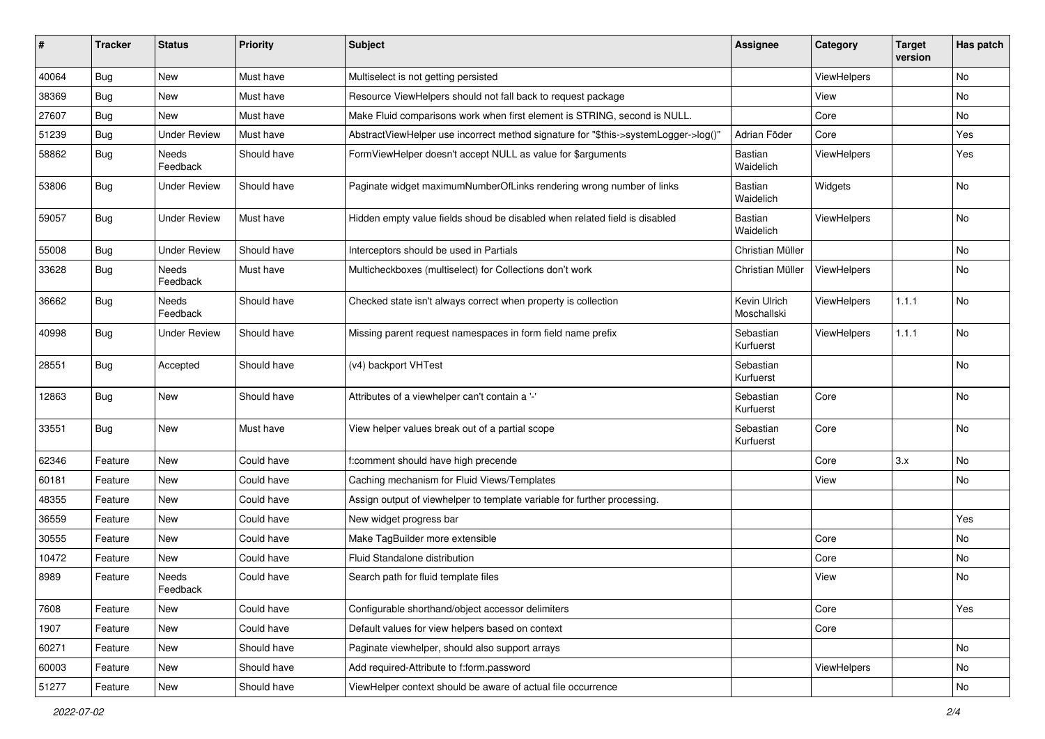| # | Tracker | Status | Priority | Subject | Assignee | Category | Target version | Has patch |
|---|---|---|---|---|---|---|---|---|
| 40064 | Bug | New | Must have | Multiselect is not getting persisted | | ViewHelpers | | No |
| 38369 | Bug | New | Must have | Resource ViewHelpers should not fall back to request package | | View | | No |
| 27607 | Bug | New | Must have | Make Fluid comparisons work when first element is STRING, second is NULL. | | Core | | No |
| 51239 | Bug | Under Review | Must have | AbstractViewHelper use incorrect method signature for "$this->systemLogger->log()" | Adrian Föder | Core | | Yes |
| 58862 | Bug | Needs Feedback | Should have | FormViewHelper doesn't accept NULL as value for $arguments | Bastian Waidelich | ViewHelpers | | Yes |
| 53806 | Bug | Under Review | Should have | Paginate widget maximumNumberOfLinks rendering wrong number of links | Bastian Waidelich | Widgets | | No |
| 59057 | Bug | Under Review | Must have | Hidden empty value fields shoud be disabled when related field is disabled | Bastian Waidelich | ViewHelpers | | No |
| 55008 | Bug | Under Review | Should have | Interceptors should be used in Partials | Christian Müller | | | No |
| 33628 | Bug | Needs Feedback | Must have | Multicheckboxes (multiselect) for Collections don't work | Christian Müller | ViewHelpers | | No |
| 36662 | Bug | Needs Feedback | Should have | Checked state isn't always correct when property is collection | Kevin Ulrich Moschallski | ViewHelpers | 1.1.1 | No |
| 40998 | Bug | Under Review | Should have | Missing parent request namespaces in form field name prefix | Sebastian Kurfuerst | ViewHelpers | 1.1.1 | No |
| 28551 | Bug | Accepted | Should have | (v4) backport VHTest | Sebastian Kurfuerst | | | No |
| 12863 | Bug | New | Should have | Attributes of a viewhelper can't contain a '-' | Sebastian Kurfuerst | Core | | No |
| 33551 | Bug | New | Must have | View helper values break out of a partial scope | Sebastian Kurfuerst | Core | | No |
| 62346 | Feature | New | Could have | f:comment should have high precende | | Core | 3.x | No |
| 60181 | Feature | New | Could have | Caching mechanism for Fluid Views/Templates | | View | | No |
| 48355 | Feature | New | Could have | Assign output of viewhelper to template variable for further processing. | | | | |
| 36559 | Feature | New | Could have | New widget progress bar | | | | Yes |
| 30555 | Feature | New | Could have | Make TagBuilder more extensible | | Core | | No |
| 10472 | Feature | New | Could have | Fluid Standalone distribution | | Core | | No |
| 8989 | Feature | Needs Feedback | Could have | Search path for fluid template files | | View | | No |
| 7608 | Feature | New | Could have | Configurable shorthand/object accessor delimiters | | Core | | Yes |
| 1907 | Feature | New | Could have | Default values for view helpers based on context | | Core | | |
| 60271 | Feature | New | Should have | Paginate viewhelper, should also support arrays | | | | No |
| 60003 | Feature | New | Should have | Add required-Attribute to f:form.password | | ViewHelpers | | No |
| 51277 | Feature | New | Should have | ViewHelper context should be aware of actual file occurrence | | | | No |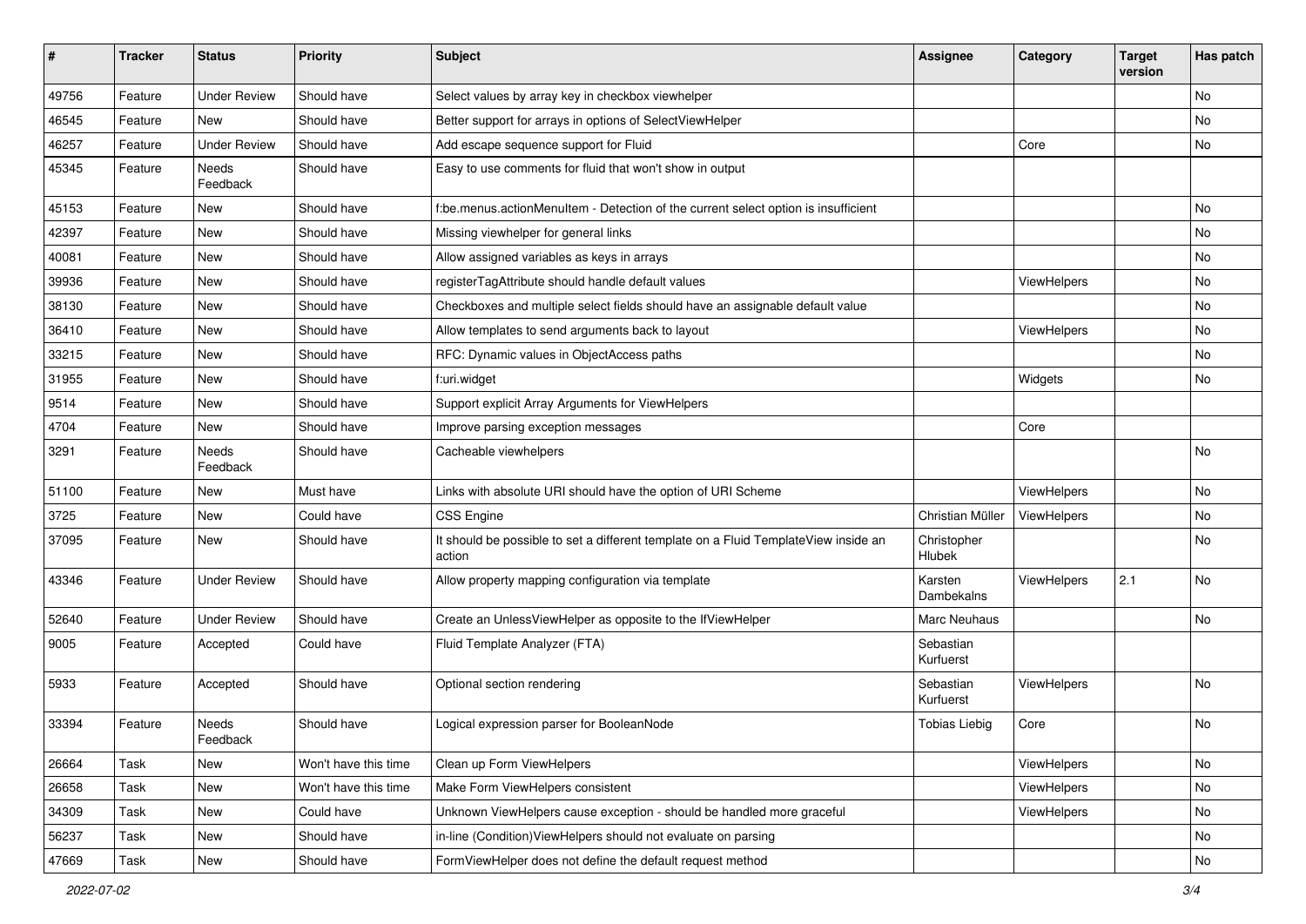| # | Tracker | Status | Priority | Subject | Assignee | Category | Target version | Has patch |
|---|---|---|---|---|---|---|---|---|
| 49756 | Feature | Under Review | Should have | Select values by array key in checkbox viewhelper | | | | No |
| 46545 | Feature | New | Should have | Better support for arrays in options of SelectViewHelper | | | | No |
| 46257 | Feature | Under Review | Should have | Add escape sequence support for Fluid | | Core | | No |
| 45345 | Feature | Needs Feedback | Should have | Easy to use comments for fluid that won't show in output | | | | |
| 45153 | Feature | New | Should have | f:be.menus.actionMenuItem - Detection of the current select option is insufficient | | | | No |
| 42397 | Feature | New | Should have | Missing viewhelper for general links | | | | No |
| 40081 | Feature | New | Should have | Allow assigned variables as keys in arrays | | | | No |
| 39936 | Feature | New | Should have | registerTagAttribute should handle default values | | ViewHelpers | | No |
| 38130 | Feature | New | Should have | Checkboxes and multiple select fields should have an assignable default value | | | | No |
| 36410 | Feature | New | Should have | Allow templates to send arguments back to layout | | ViewHelpers | | No |
| 33215 | Feature | New | Should have | RFC: Dynamic values in ObjectAccess paths | | | | No |
| 31955 | Feature | New | Should have | f:uri.widget | | Widgets | | No |
| 9514 | Feature | New | Should have | Support explicit Array Arguments for ViewHelpers | | | | |
| 4704 | Feature | New | Should have | Improve parsing exception messages | | Core | | |
| 3291 | Feature | Needs Feedback | Should have | Cacheable viewhelpers | | | | No |
| 51100 | Feature | New | Must have | Links with absolute URI should have the option of URI Scheme | | ViewHelpers | | No |
| 3725 | Feature | New | Could have | CSS Engine | Christian Müller | ViewHelpers | | No |
| 37095 | Feature | New | Should have | It should be possible to set a different template on a Fluid TemplateView inside an action | Christopher Hlubek | | | No |
| 43346 | Feature | Under Review | Should have | Allow property mapping configuration via template | Karsten Dambekalns | ViewHelpers | 2.1 | No |
| 52640 | Feature | Under Review | Should have | Create an UnlessViewHelper as opposite to the IfViewHelper | Marc Neuhaus | | | No |
| 9005 | Feature | Accepted | Could have | Fluid Template Analyzer (FTA) | Sebastian Kurfuerst | | | |
| 5933 | Feature | Accepted | Should have | Optional section rendering | Sebastian Kurfuerst | ViewHelpers | | No |
| 33394 | Feature | Needs Feedback | Should have | Logical expression parser for BooleanNode | Tobias Liebig | Core | | No |
| 26664 | Task | New | Won't have this time | Clean up Form ViewHelpers | | ViewHelpers | | No |
| 26658 | Task | New | Won't have this time | Make Form ViewHelpers consistent | | ViewHelpers | | No |
| 34309 | Task | New | Could have | Unknown ViewHelpers cause exception - should be handled more graceful | | ViewHelpers | | No |
| 56237 | Task | New | Should have | in-line (Condition)ViewHelpers should not evaluate on parsing | | | | No |
| 47669 | Task | New | Should have | FormViewHelper does not define the default request method | | | | No |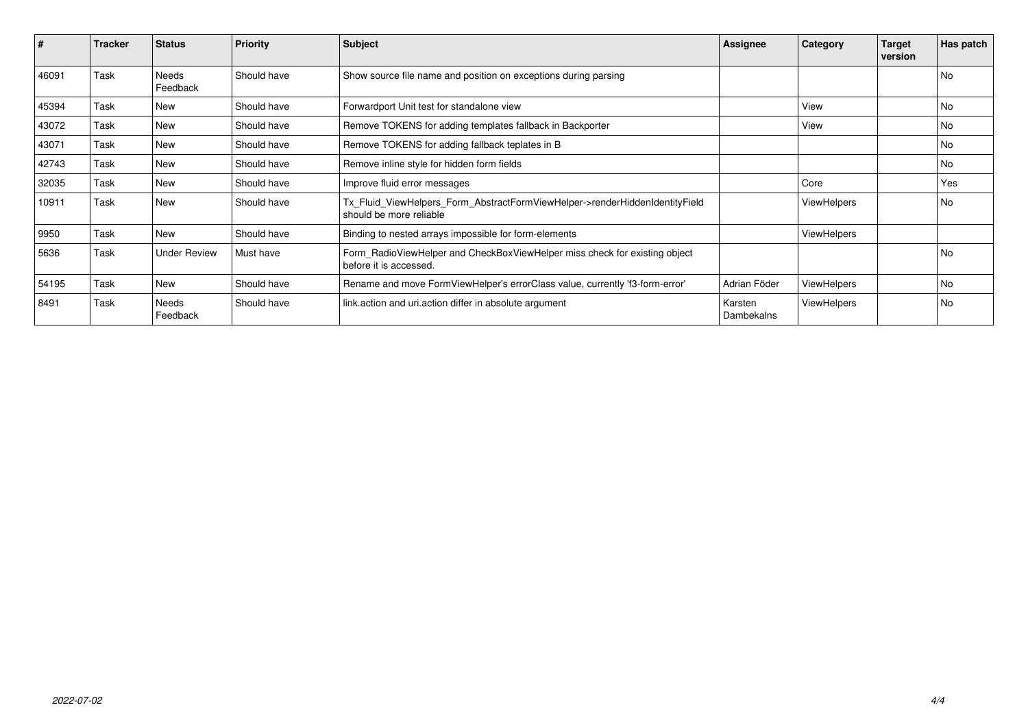| # | Tracker | Status | Priority | Subject | Assignee | Category | Target version | Has patch |
|---|---|---|---|---|---|---|---|---|
| 46091 | Task | Needs Feedback | Should have | Show source file name and position on exceptions during parsing | | | | No |
| 45394 | Task | New | Should have | Forwardport Unit test for standalone view | | View | | No |
| 43072 | Task | New | Should have | Remove TOKENS for adding templates fallback in Backporter | | View | | No |
| 43071 | Task | New | Should have | Remove TOKENS for adding fallback teplates in B | | | | No |
| 42743 | Task | New | Should have | Remove inline style for hidden form fields | | | | No |
| 32035 | Task | New | Should have | Improve fluid error messages | | Core | | Yes |
| 10911 | Task | New | Should have | Tx_Fluid_ViewHelpers_Form_AbstractFormViewHelper->renderHiddenIdentityField should be more reliable | | ViewHelpers | | No |
| 9950 | Task | New | Should have | Binding to nested arrays impossible for form-elements | | ViewHelpers | | |
| 5636 | Task | Under Review | Must have | Form_RadioViewHelper and CheckBoxViewHelper miss check for existing object before it is accessed. | | | | No |
| 54195 | Task | New | Should have | Rename and move FormViewHelper's errorClass value, currently 'f3-form-error' | Adrian Föder | ViewHelpers | | No |
| 8491 | Task | Needs Feedback | Should have | link.action and uri.action differ in absolute argument | Karsten Dambekalns | ViewHelpers | | No |

*2022-07-02*